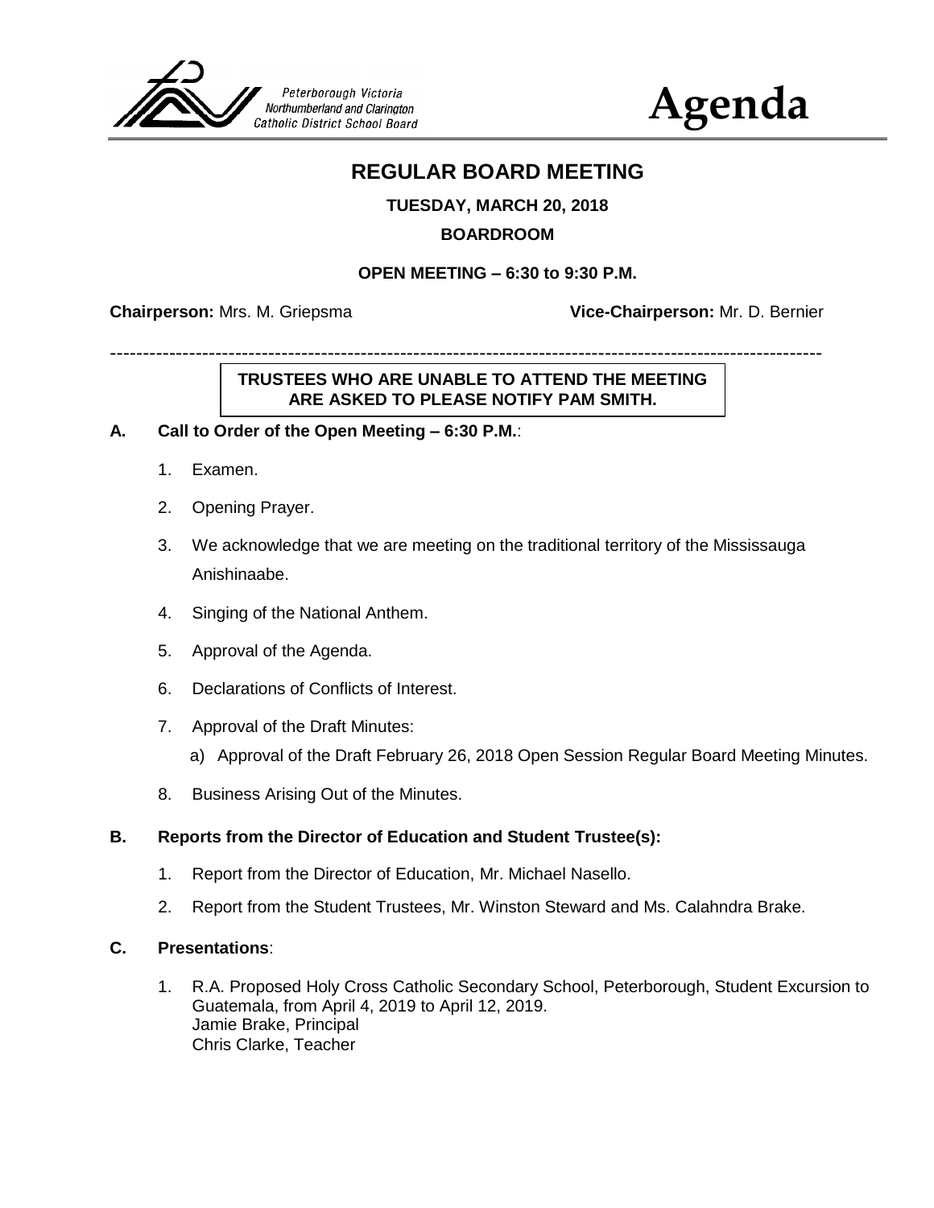Peterborough Victoria Northumberland and Clarington Catholic District School Board

# Agenda

## REGULAR BOARD MEETING

**TUESDAY, MARCH 20, 2018**

**BOARDROOM**

**OPEN MEETING – 6:30 to 9:30 P.M.**

**Chairperson:** Mrs. M. Griepsma **Vice-Chairperson:** Mr. D. Bernier

---

**TRUESTEES WHO ARE UNABLE TO ATTEND THE MEETING ARE ASKED TO PLEASE NOTIFY PAM SMITH.**

### A. Call to Order of the Open Meeting – 6:30 P.M.:

1. Examen.
2. Opening Prayer.
3. We acknowledge that we are meeting on the traditional territory of the Mississauga Anishinaabe.
4. Singing of the National Anthem.
5. Approval of the Agenda.
6. Declarations of Conflicts of Interest.
7. Approval of the Draft Minutes:
   a) Approval of the Draft February 26, 2018 Open Session Regular Board Meeting Minutes.
8. Business Arising Out of the Minutes.

### B. Reports from the Director of Education and Student Trustee(s):

1. Report from the Director of Education, Mr. Michael Nasello.
2. Report from the Student Trustees, Mr. Winston Steward and Ms. Calahndra Brake.

### C. Presentations:

1. R.A. Proposed Holy Cross Catholic Secondary School, Peterborough, Student Excursion to Guatemala, from April 4, 2019 to April 12, 2019.
   Jamie Brake, Principal
   Chris Clarke, Teacher

Peterborough Victoria Northumberland and Clarington Catholic District School Board

# Agenda

## REGULAR BOARD MEETING

**TUESDAY, MARCH 20, 2018**

**BOARDROOM**

**OPEN MEETING – 6:30 to 9:30 P.M.**

**Chairperson:** Mrs. M. Griepsma **Vice-Chairperson:** Mr. D. Bernier

---

**TRUSTEES WHO ARE UNABLE TO ATTEND THE MEETING ARE ASKED TO PLEASE NOTIFY PAM SMITH.**

### A. Call to Order of the Open Meeting – 6:30 P.M.:

1. Examen.
2. Opening Prayer.
3. We acknowledge that we are meeting on the traditional territory of the Mississauga Anishinaabe.
4. Singing of the National Anthem.
5. Approval of the Agenda.
6. Declarations of Conflicts of Interest.
7. Approval of the Draft Minutes:
   a) Approval of the Draft February 26, 2018 Open Session Regular Board Meeting Minutes.
8. Business Arising Out of the Minutes.

### B. Reports from the Director of Education and Student Trustee(s):

1. Report from the Director of Education, Mr. Michael Nasello.
2. Report from the Student Trustees, Mr. Winston Steward and Ms. Calahndra Brake.

### C. Presentations:

1. R.A. Proposed Holy Cross Catholic Secondary School, Peterborough, Student Excursion to Guatemala, from April 4, 2019 to April 12, 2019.
   Jamie Brake, Principal
   Chris Clarke, Teacher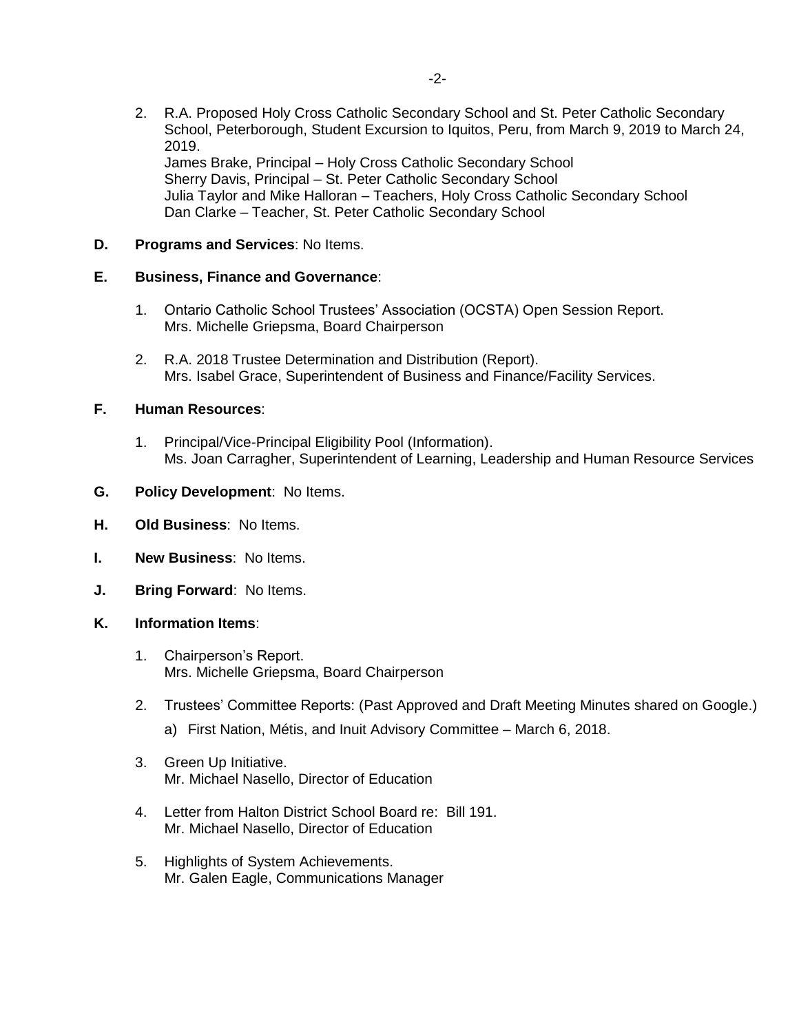2. R.A. Proposed Holy Cross Catholic Secondary School and St. Peter Catholic Secondary School, Peterborough, Student Excursion to Iquitos, Peru, from March 9, 2019 to March 24, 2019.
   James Brake, Principal – Holy Cross Catholic Secondary School
   Sherry Davis, Principal – St. Peter Catholic Secondary School
   Julia Taylor and Mike Halloran – Teachers, Holy Cross Catholic Secondary School
   Dan Clarke – Teacher, St. Peter Catholic Secondary School

**D. Programs and Services**: No Items.

**E. Business, Finance and Governance**:

1. Ontario Catholic School Trustees' Association (OCSTA) Open Session Report.
   Mrs. Michelle Griepsma, Board Chairperson

2. R.A. 2018 Trustee Determination and Distribution (Report).
   Mrs. Isabel Grace, Superintendent of Business and Finance/Facility Services.

**F. Human Resources**:

1. Principal/Vice-Principal Eligibility Pool (Information).
   Ms. Joan Carragher, Superintendent of Learning, Leadership and Human Resource Services

**G. Policy Development**: No Items.

**H. Old Business**: No Items.

**I. New Business**: No Items.

**J. Bring Forward**: No Items.

**K. Information Items**:

1. Chairperson's Report.
   Mrs. Michelle Griepsma, Board Chairperson

2. Trustees' Committee Reports: (Past Approved and Draft Meeting Minutes shared on Google.)
   a) First Nation, Métis, and Inuit Advisory Committee – March 6, 2018.

3. Green Up Initiative.
   Mr. Michael Nasello, Director of Education

4. Letter from Halton District School Board re: Bill 191.
   Mr. Michael Nasello, Director of Education

5. Highlights of System Achievements.
   Mr. Galen Eagle, Communications Manager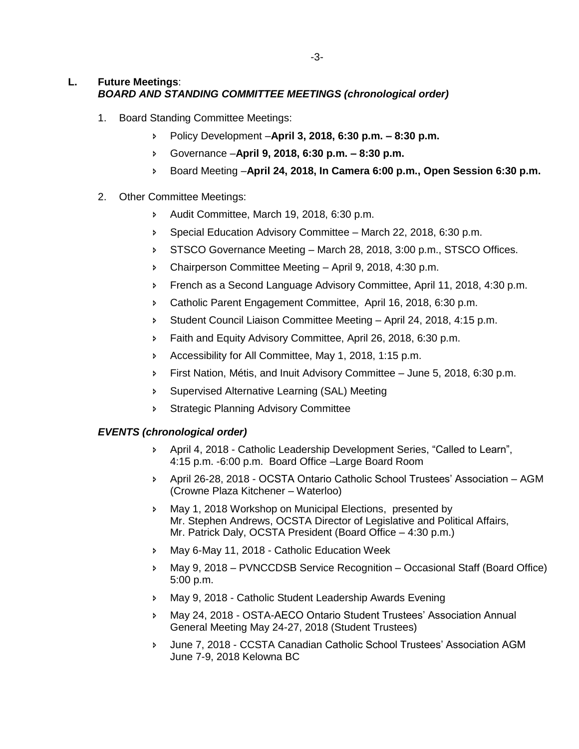**L. Future Meetings**:
***BOARD AND STANDING COMMITTEE MEETINGS (chronological order)***

1. Board Standing Committee Meetings:
   - Policy Development –**April 3, 2018, 6:30 p.m. – 8:30 p.m.**
   - Governance –**April 9, 2018, 6:30 p.m. – 8:30 p.m.**
   - Board Meeting –**April 24, 2018, In Camera 6:00 p.m., Open Session 6:30 p.m.**

2. Other Committee Meetings:
   - Audit Committee, March 19, 2018, 6:30 p.m.
   - Special Education Advisory Committee – March 22, 2018, 6:30 p.m.
   - STSCO Governance Meeting – March 28, 2018, 3:00 p.m., STSCO Offices.
   - Chairperson Committee Meeting – April 9, 2018, 4:30 p.m.
   - French as a Second Language Advisory Committee, April 11, 2018, 4:30 p.m.
   - Catholic Parent Engagement Committee, April 16, 2018, 6:30 p.m.
   - Student Council Liaison Committee Meeting – April 24, 2018, 4:15 p.m.
   - Faith and Equity Advisory Committee, April 26, 2018, 6:30 p.m.
   - Accessibility for All Committee, May 1, 2018, 1:15 p.m.
   - First Nation, Métis, and Inuit Advisory Committee – June 5, 2018, 6:30 p.m.
   - Supervised Alternative Learning (SAL) Meeting
   - Strategic Planning Advisory Committee

***EVENTS (chronological order)***

- April 4, 2018 - Catholic Leadership Development Series, "Called to Learn", 4:15 p.m. -6:00 p.m. Board Office –Large Board Room
- April 26-28, 2018 - OCSTA Ontario Catholic School Trustees' Association – AGM (Crowne Plaza Kitchener – Waterloo)
- May 1, 2018 Workshop on Municipal Elections, presented by Mr. Stephen Andrews, OCSTA Director of Legislative and Political Affairs, Mr. Patrick Daly, OCSTA President (Board Office – 4:30 p.m.)
- May 6-May 11, 2018 - Catholic Education Week
- May 9, 2018 – PVNCCDSB Service Recognition – Occasional Staff (Board Office) 5:00 p.m.
- May 9, 2018 - Catholic Student Leadership Awards Evening
- May 24, 2018 - OSTA-AECO Ontario Student Trustees' Association Annual General Meeting May 24-27, 2018 (Student Trustees)
- June 7, 2018 - CCSTA Canadian Catholic School Trustees' Association AGM June 7-9, 2018 Kelowna BC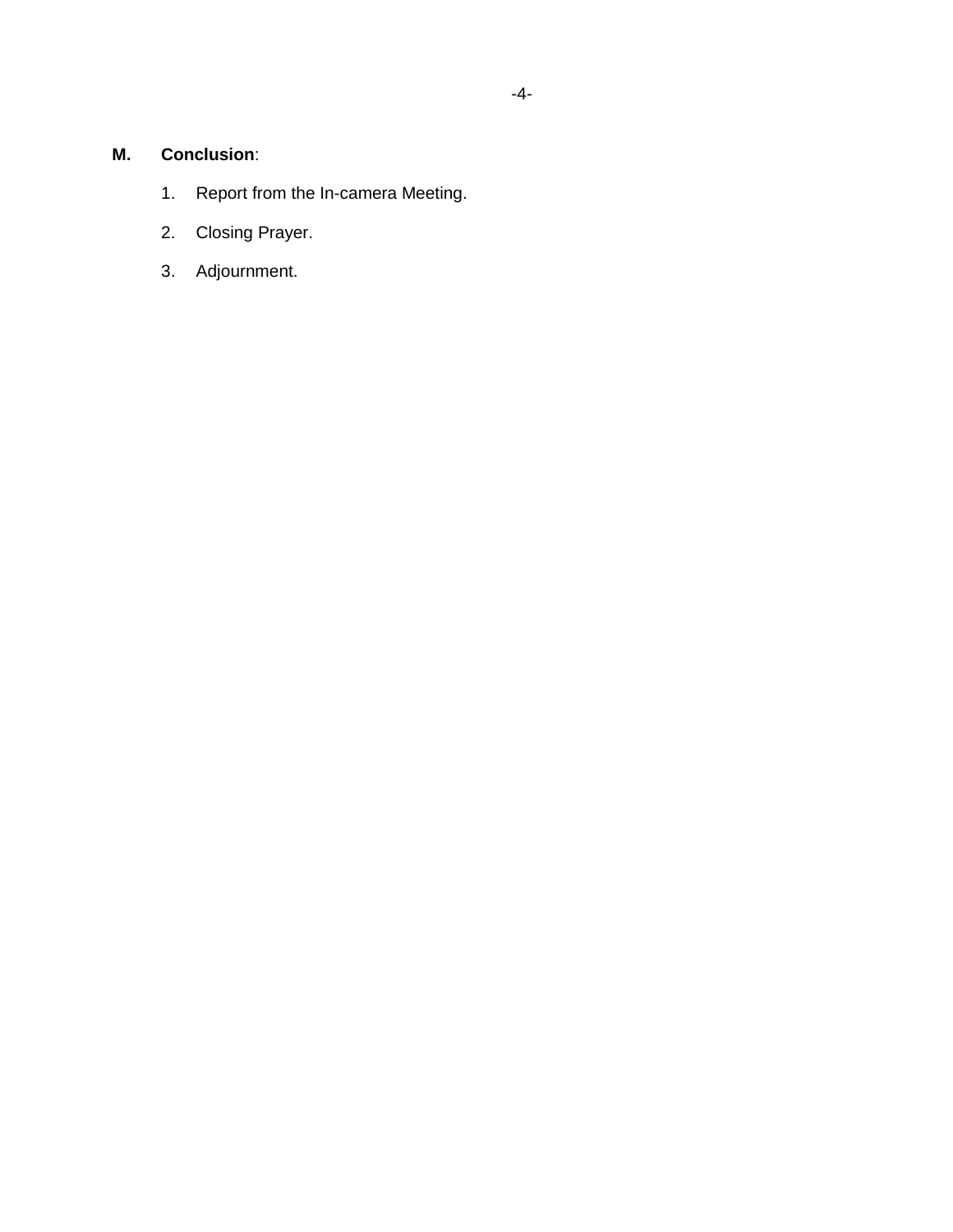**M. Conclusion**:

1. Report from the In-camera Meeting.
2. Closing Prayer.
3. Adjournment.